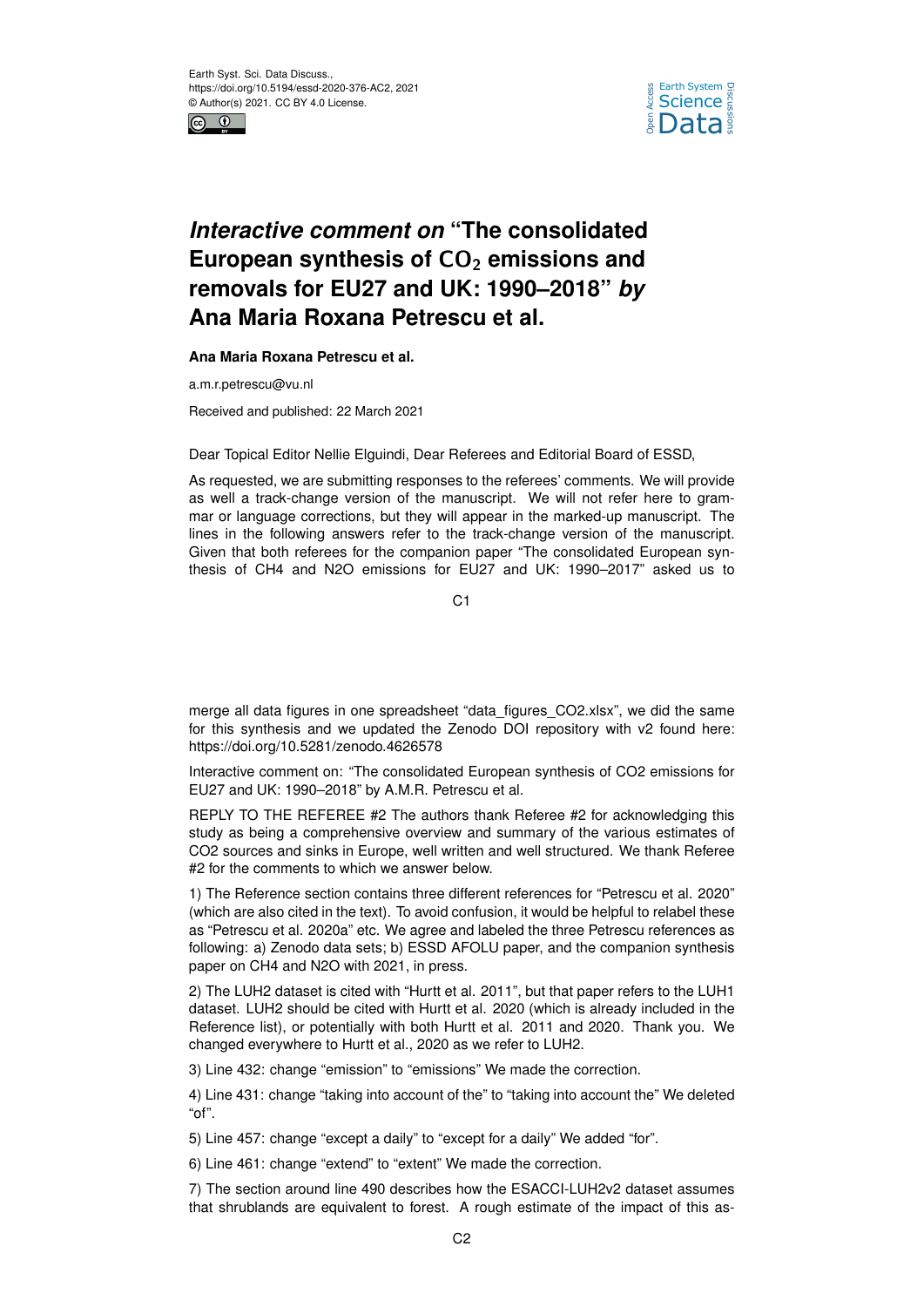Earth Syst. Sci. Data Discuss.,
https://doi.org/10.5194/essd-2020-376-AC2, 2021
© Author(s) 2021. CC BY 4.0 License.

# *Interactive comment on* "The consolidated European synthesis of $CO_2$ emissions and removals for EU27 and UK: 1990–2018" *by* Ana Maria Roxana Petrescu et al.

**Ana Maria Roxana Petrescu et al.**

a.m.r.petrescu@vu.nl

Received and published: 22 March 2021

Dear Topical Editor Nellie Elguindi, Dear Referees and Editorial Board of ESSD,

As requested, we are submitting responses to the referees' comments. We will provide as well a track-change version of the manuscript. We will not refer here to grammar or language corrections, but they will appear in the marked-up manuscript. The lines in the following answers refer to the track-change version of the manuscript. Given that both referees for the companion paper "The consolidated European synthesis of CH4 and N2O emissions for EU27 and UK: 1990–2017" asked us to merge all data figures in one spreadsheet "data_figures_CO2.xlsx", we did the same for this synthesis and we updated the Zenodo DOI repository with v2 found here: https://doi.org/10.5281/zenodo.4626578

Interactive comment on: "The consolidated European synthesis of CO2 emissions for EU27 and UK: 1990–2018" by A.M.R. Petrescu et al.

REPLY TO THE REFEREE #2 The authors thank Referee #2 for acknowledging this study as being a comprehensive overview and summary of the various estimates of CO2 sources and sinks in Europe, well written and well structured. We thank Referee #2 for the comments to which we answer below.

1) The Reference section contains three different references for "Petrescu et al. 2020" (which are also cited in the text). To avoid confusion, it would be helpful to relabel these as "Petrescu et al. 2020a" etc. We agree and labeled the three Petrescu references as following: a) Zenodo data sets; b) ESSD AFOLU paper, and the companion synthesis paper on CH4 and N2O with 2021, in press.

2) The LUH2 dataset is cited with "Hurtt et al. 2011", but that paper refers to the LUH1 dataset. LUH2 should be cited with Hurtt et al. 2020 (which is already included in the Reference list), or potentially with both Hurtt et al. 2011 and 2020. Thank you. We changed everywhere to Hurtt et al., 2020 as we refer to LUH2.

3) Line 432: change "emission" to "emissions" We made the correction.

4) Line 431: change "taking into account of the" to "taking into account the" We deleted "of".

5) Line 457: change "except a daily" to "except for a daily" We added "for".

6) Line 461: change "extend" to "extent" We made the correction.

7) The section around line 490 describes how the ESACCI-LUH2v2 dataset assumes that shrublands are equivalent to forest. A rough estimate of the impact of this as-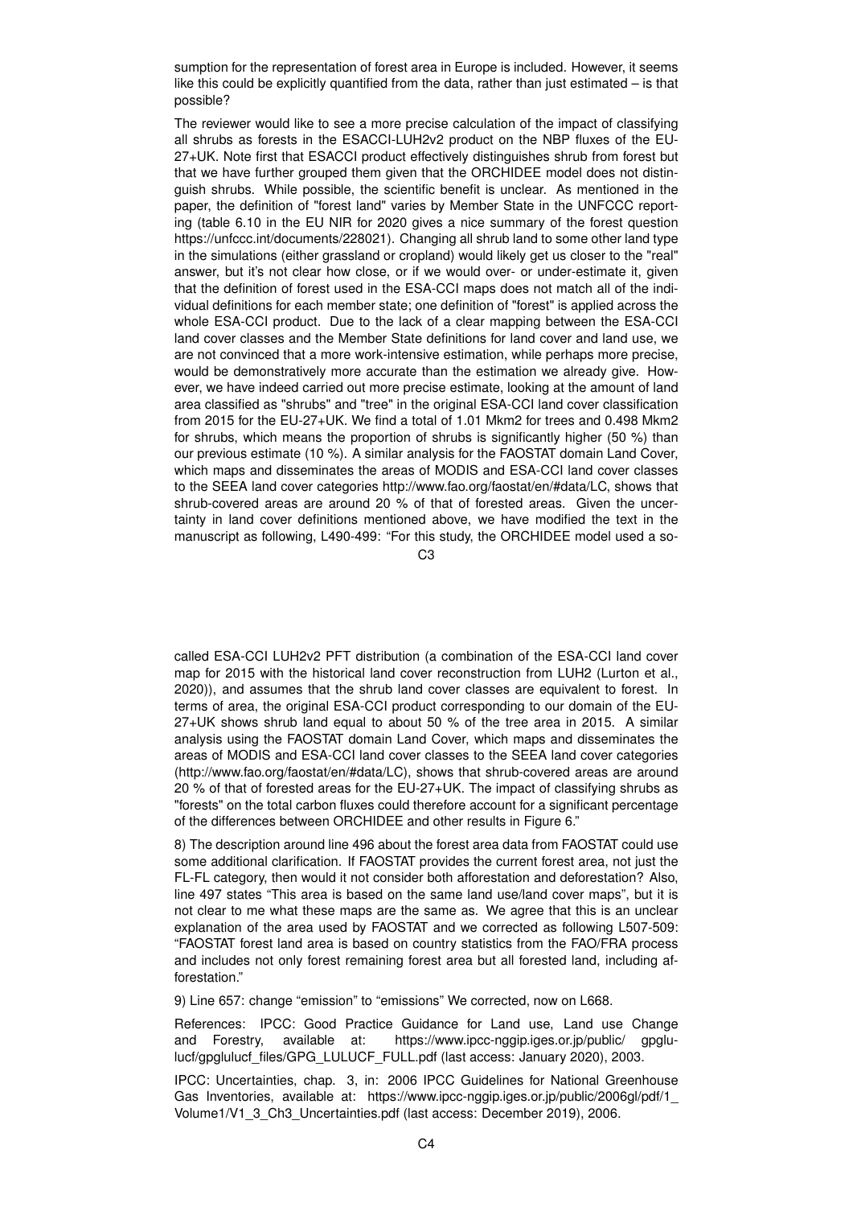sumption for the representation of forest area in Europe is included. However, it seems like this could be explicitly quantified from the data, rather than just estimated – is that possible?

The reviewer would like to see a more precise calculation of the impact of classifying all shrubs as forests in the ESACCI-LUH2v2 product on the NBP fluxes of the EU-27+UK. Note first that ESACCI product effectively distinguishes shrub from forest but that we have further grouped them given that the ORCHIDEE model does not distinguish shrubs. While possible, the scientific benefit is unclear. As mentioned in the paper, the definition of "forest land" varies by Member State in the UNFCCC reporting (table 6.10 in the EU NIR for 2020 gives a nice summary of the forest question https://unfccc.int/documents/228021). Changing all shrub land to some other land type in the simulations (either grassland or cropland) would likely get us closer to the "real" answer, but it's not clear how close, or if we would over- or under-estimate it, given that the definition of forest used in the ESA-CCI maps does not match all of the individual definitions for each member state; one definition of "forest" is applied across the whole ESA-CCI product. Due to the lack of a clear mapping between the ESA-CCI land cover classes and the Member State definitions for land cover and land use, we are not convinced that a more work-intensive estimation, while perhaps more precise, would be demonstratively more accurate than the estimation we already give. However, we have indeed carried out more precise estimate, looking at the amount of land area classified as "shrubs" and "tree" in the original ESA-CCI land cover classification from 2015 for the EU-27+UK. We find a total of 1.01 Mkm2 for trees and 0.498 Mkm2 for shrubs, which means the proportion of shrubs is significantly higher (50 %) than our previous estimate (10 %). A similar analysis for the FAOSTAT domain Land Cover, which maps and disseminates the areas of MODIS and ESA-CCI land cover classes to the SEEA land cover categories http://www.fao.org/faostat/en/#data/LC, shows that shrub-covered areas are around 20 % of that of forested areas. Given the uncertainty in land cover definitions mentioned above, we have modified the text in the manuscript as following, L490-499: "For this study, the ORCHIDEE model used a so-called ESA-CCI LUH2v2 PFT distribution (a combination of the ESA-CCI land cover map for 2015 with the historical land cover reconstruction from LUH2 (Lurton et al., 2020)), and assumes that the shrub land cover classes are equivalent to forest. In terms of area, the original ESA-CCI product corresponding to our domain of the EU-27+UK shows shrub land equal to about 50 % of the tree area in 2015. A similar analysis using the FAOSTAT domain Land Cover, which maps and disseminates the areas of MODIS and ESA-CCI land cover classes to the SEEA land cover categories (http://www.fao.org/faostat/en/#data/LC), shows that shrub-covered areas are around 20 % of that of forested areas for the EU-27+UK. The impact of classifying shrubs as "forests" on the total carbon fluxes could therefore account for a significant percentage of the differences between ORCHIDEE and other results in Figure 6."

8) The description around line 496 about the forest area data from FAOSTAT could use some additional clarification. If FAOSTAT provides the current forest area, not just the FL-FL category, then would it not consider both afforestation and deforestation? Also, line 497 states "This area is based on the same land use/land cover maps", but it is not clear to me what these maps are the same as. We agree that this is an unclear explanation of the area used by FAOSTAT and we corrected as following L507-509: "FAOSTAT forest land area is based on country statistics from the FAO/FRA process and includes not only forest remaining forest area but all forested land, including afforestation."

9) Line 657: change "emission" to "emissions" We corrected, now on L668.

References: IPCC: Good Practice Guidance for Land use, Land use Change and Forestry, available at: https://www.ipcc-nggip.iges.or.jp/public/ gpglulucf/gpglulucf_files/GPG_LULUCF_FULL.pdf (last access: January 2020), 2003.

IPCC: Uncertainties, chap. 3, in: 2006 IPCC Guidelines for National Greenhouse Gas Inventories, available at: https://www.ipcc-nggip.iges.or.jp/public/2006gl/pdf/1_Volume1/V1_3_Ch3_Uncertainties.pdf (last access: December 2019), 2006.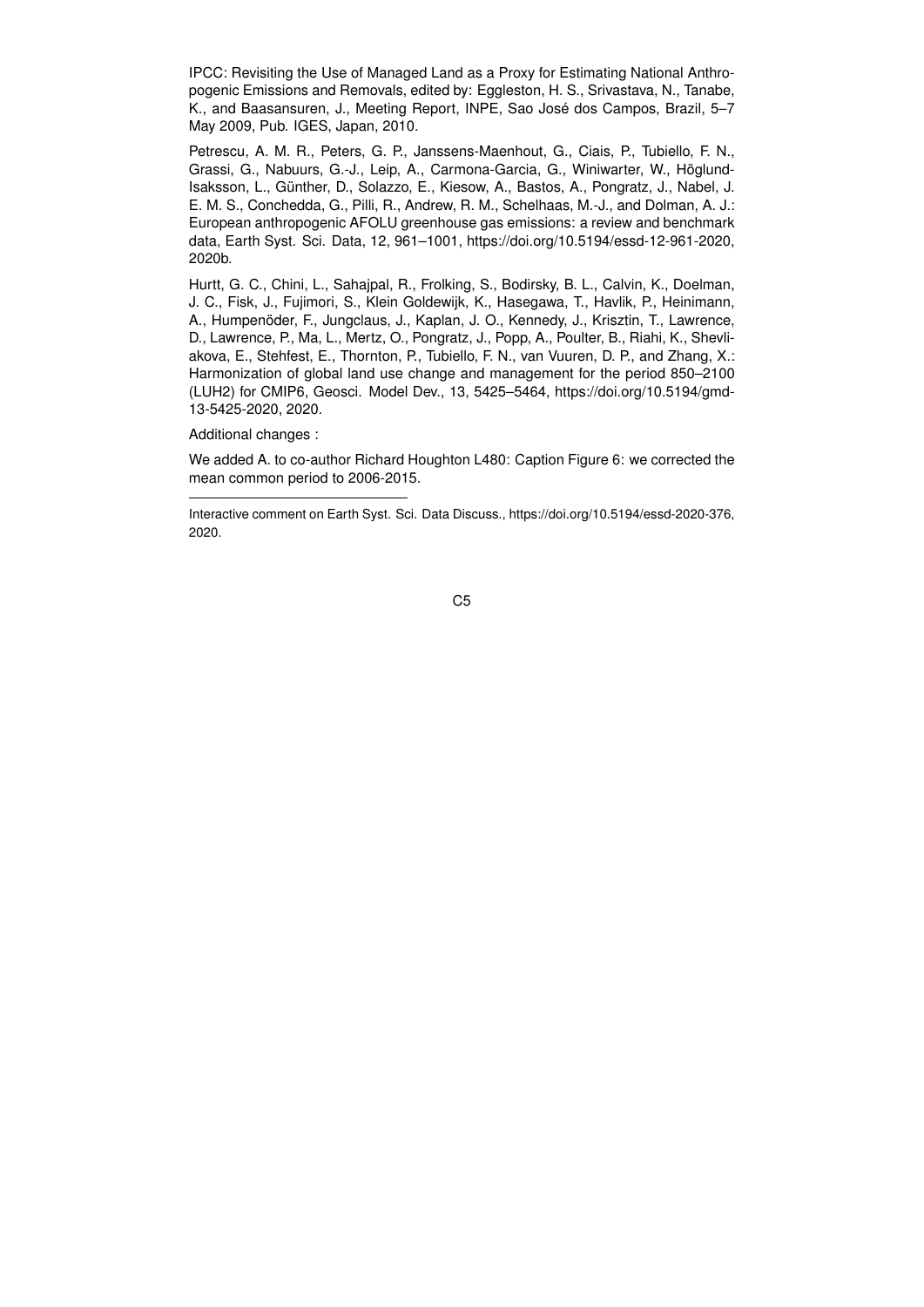IPCC: Revisiting the Use of Managed Land as a Proxy for Estimating National Anthropogenic Emissions and Removals, edited by: Eggleston, H. S., Srivastava, N., Tanabe, K., and Baasansuren, J., Meeting Report, INPE, Sao José dos Campos, Brazil, 5–7 May 2009, Pub. IGES, Japan, 2010.

Petrescu, A. M. R., Peters, G. P., Janssens-Maenhout, G., Ciais, P., Tubiello, F. N., Grassi, G., Nabuurs, G.-J., Leip, A., Carmona-Garcia, G., Winiwarter, W., Höglund-Isaksson, L., Günther, D., Solazzo, E., Kiesow, A., Bastos, A., Pongratz, J., Nabel, J. E. M. S., Conchedda, G., Pilli, R., Andrew, R. M., Schelhaas, M.-J., and Dolman, A. J.: European anthropogenic AFOLU greenhouse gas emissions: a review and benchmark data, Earth Syst. Sci. Data, 12, 961–1001, https://doi.org/10.5194/essd-12-961-2020, 2020b.

Hurtt, G. C., Chini, L., Sahajpal, R., Frolking, S., Bodirsky, B. L., Calvin, K., Doelman, J. C., Fisk, J., Fujimori, S., Klein Goldewijk, K., Hasegawa, T., Havlik, P., Heinimann, A., Humpenöder, F., Jungclaus, J., Kaplan, J. O., Kennedy, J., Krisztin, T., Lawrence, D., Lawrence, P., Ma, L., Mertz, O., Pongratz, J., Popp, A., Poulter, B., Riahi, K., Shevliakova, E., Stehfest, E., Thornton, P., Tubiello, F. N., van Vuuren, D. P., and Zhang, X.: Harmonization of global land use change and management for the period 850–2100 (LUH2) for CMIP6, Geosci. Model Dev., 13, 5425–5464, https://doi.org/10.5194/gmd-13-5425-2020, 2020.

Additional changes :

We added A. to co-author Richard Houghton L480: Caption Figure 6: we corrected the mean common period to 2006-2015.

---

Interactive comment on Earth Syst. Sci. Data Discuss., https://doi.org/10.5194/essd-2020-376, 2020.